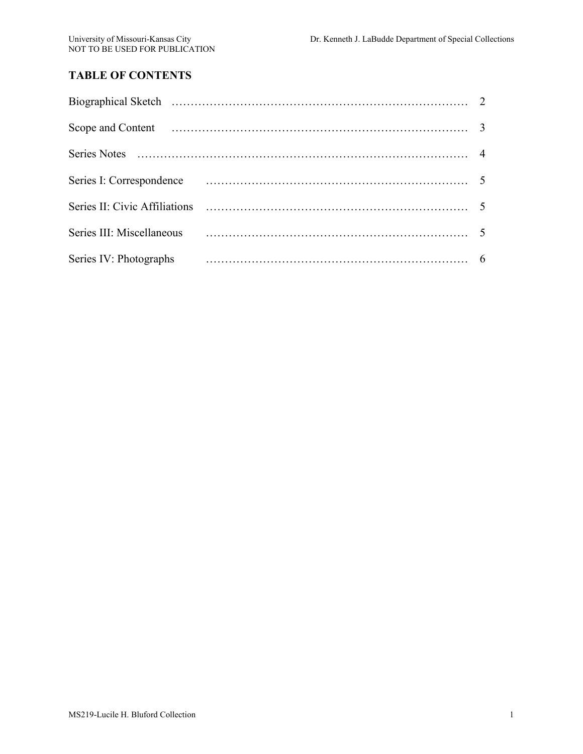# TABLE OF CONTENTS

| Section | Page |
| --- | --- |
| Biographical Sketch | 2 |
| Scope and Content | 3 |
| Series Notes | 4 |
| Series I: Correspondence | 5 |
| Series II: Civic Affiliations | 5 |
| Series III: Miscellaneous | 5 |
| Series IV: Photographs | 6 |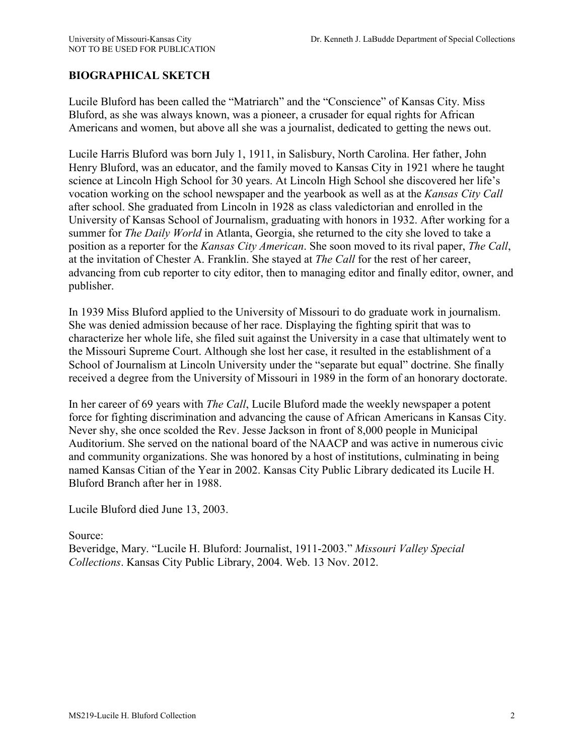## BIOGRAPHICAL SKETCH

Lucile Bluford has been called the "Matriarch" and the "Conscience" of Kansas City. Miss Bluford, as she was always known, was a pioneer, a crusader for equal rights for African Americans and women, but above all she was a journalist, dedicated to getting the news out.

Lucile Harris Bluford was born July 1, 1911, in Salisbury, North Carolina. Her father, John Henry Bluford, was an educator, and the family moved to Kansas City in 1921 where he taught science at Lincoln High School for 30 years. At Lincoln High School she discovered her life's vocation working on the school newspaper and the yearbook as well as at the *Kansas City Call* after school. She graduated from Lincoln in 1928 as class valedictorian and enrolled in the University of Kansas School of Journalism, graduating with honors in 1932. After working for a summer for *The Daily World* in Atlanta, Georgia, she returned to the city she loved to take a position as a reporter for the *Kansas City American*. She soon moved to its rival paper, *The Call*, at the invitation of Chester A. Franklin. She stayed at *The Call* for the rest of her career, advancing from cub reporter to city editor, then to managing editor and finally editor, owner, and publisher.

In 1939 Miss Bluford applied to the University of Missouri to do graduate work in journalism. She was denied admission because of her race. Displaying the fighting spirit that was to characterize her whole life, she filed suit against the University in a case that ultimately went to the Missouri Supreme Court. Although she lost her case, it resulted in the establishment of a School of Journalism at Lincoln University under the "separate but equal" doctrine. She finally received a degree from the University of Missouri in 1989 in the form of an honorary doctorate.

In her career of 69 years with *The Call*, Lucile Bluford made the weekly newspaper a potent force for fighting discrimination and advancing the cause of African Americans in Kansas City. Never shy, she once scolded the Rev. Jesse Jackson in front of 8,000 people in Municipal Auditorium. She served on the national board of the NAACP and was active in numerous civic and community organizations. She was honored by a host of institutions, culminating in being named Kansas Citian of the Year in 2002. Kansas City Public Library dedicated its Lucile H. Bluford Branch after her in 1988.

Lucile Bluford died June 13, 2003.

Source:
Beveridge, Mary. "Lucile H. Bluford: Journalist, 1911-2003." *Missouri Valley Special Collections*. Kansas City Public Library, 2004. Web. 13 Nov. 2012.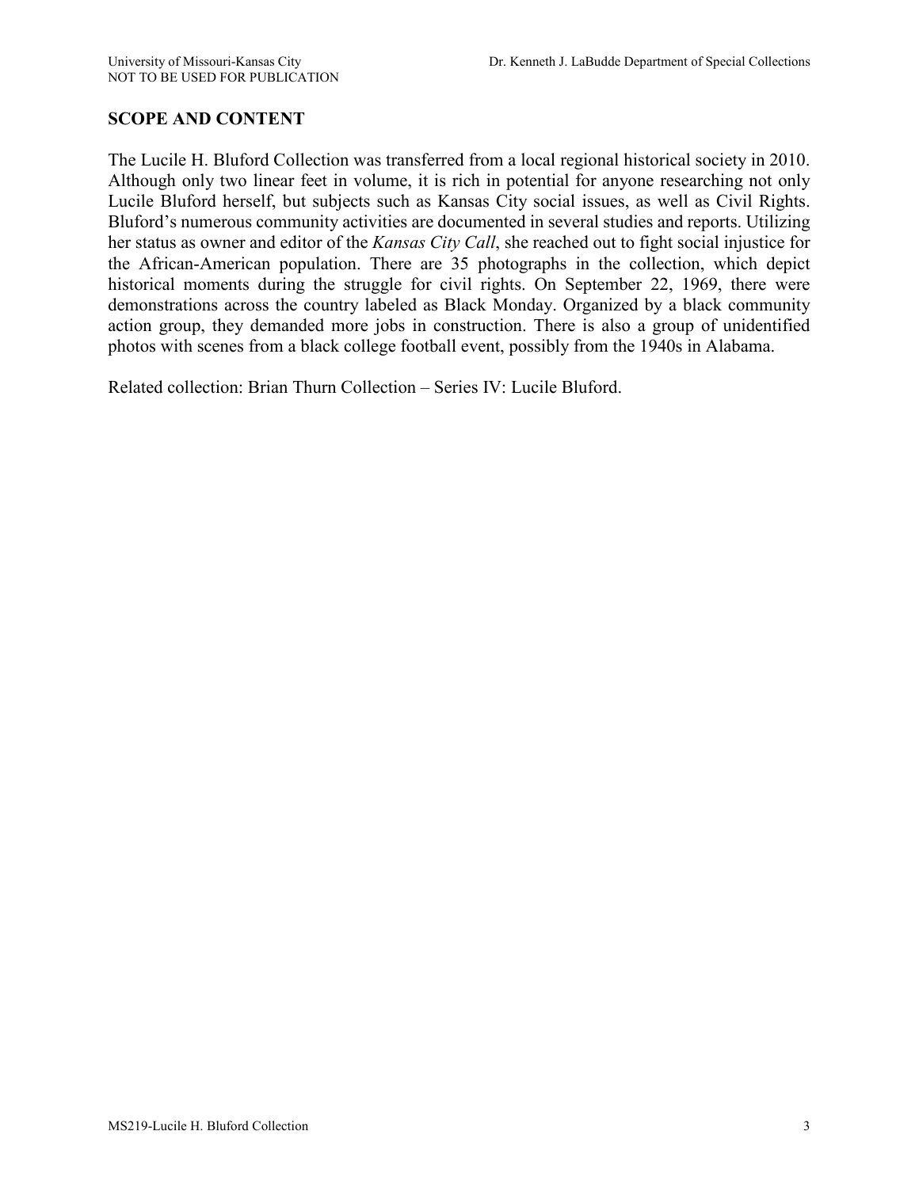## SCOPE AND CONTENT

The Lucile H. Bluford Collection was transferred from a local regional historical society in 2010. Although only two linear feet in volume, it is rich in potential for anyone researching not only Lucile Bluford herself, but subjects such as Kansas City social issues, as well as Civil Rights. Bluford's numerous community activities are documented in several studies and reports. Utilizing her status as owner and editor of the *Kansas City Call*, she reached out to fight social injustice for the African-American population. There are 35 photographs in the collection, which depict historical moments during the struggle for civil rights. On September 22, 1969, there were demonstrations across the country labeled as Black Monday. Organized by a black community action group, they demanded more jobs in construction. There is also a group of unidentified photos with scenes from a black college football event, possibly from the 1940s in Alabama.

Related collection: Brian Thurn Collection – Series IV: Lucile Bluford.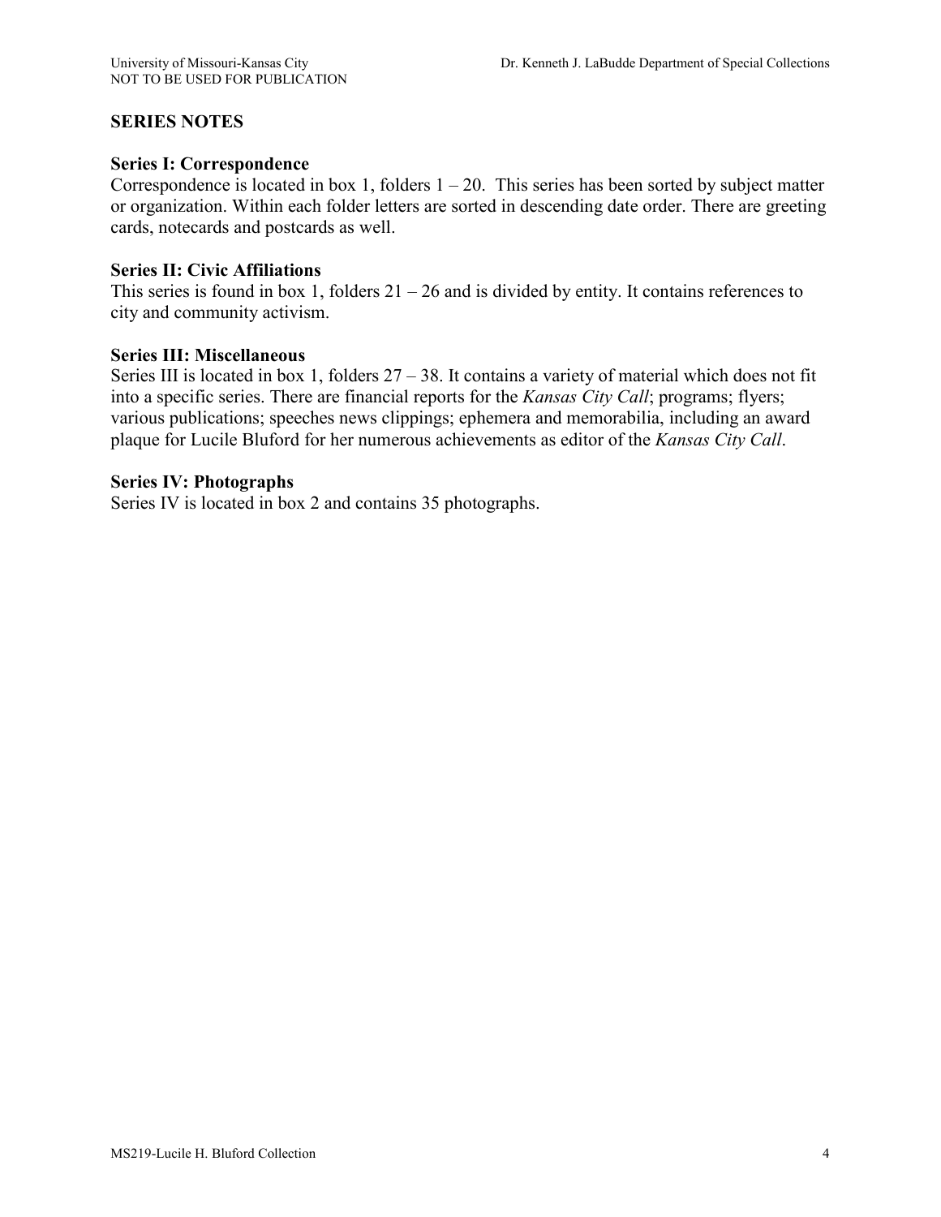## SERIES NOTES

### Series I: Correspondence

Correspondence is located in box 1, folders 1 – 20. This series has been sorted by subject matter or organization. Within each folder letters are sorted in descending date order. There are greeting cards, notecards and postcards as well.

### Series II: Civic Affiliations

This series is found in box 1, folders 21 – 26 and is divided by entity. It contains references to city and community activism.

### Series III: Miscellaneous

Series III is located in box 1, folders 27 – 38. It contains a variety of material which does not fit into a specific series. There are financial reports for the *Kansas City Call*; programs; flyers; various publications; speeches news clippings; ephemera and memorabilia, including an award plaque for Lucile Bluford for her numerous achievements as editor of the *Kansas City Call*.

### Series IV: Photographs

Series IV is located in box 2 and contains 35 photographs.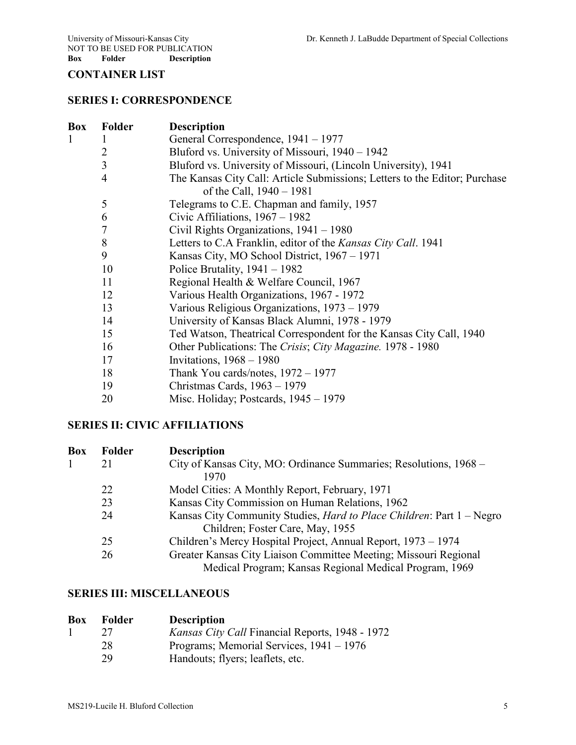## CONTAINER LIST

### SERIES I: CORRESPONDENCE

| Box | Folder | Description |
|---|---|---|
| 1 | 1 | General Correspondence, 1941 – 1977 |
| | 2 | Bluford vs. University of Missouri, 1940 – 1942 |
| | 3 | Bluford vs. University of Missouri, (Lincoln University), 1941 |
| | 4 | The Kansas City Call: Article Submissions; Letters to the Editor; Purchase of the Call, 1940 – 1981 |
| | 5 | Telegrams to C.E. Chapman and family, 1957 |
| | 6 | Civic Affiliations, 1967 – 1982 |
| | 7 | Civil Rights Organizations, 1941 – 1980 |
| | 8 | Letters to C.A Franklin, editor of the *Kansas City Call*. 1941 |
| | 9 | Kansas City, MO School District, 1967 – 1971 |
| | 10 | Police Brutality, 1941 – 1982 |
| | 11 | Regional Health & Welfare Council, 1967 |
| | 12 | Various Health Organizations, 1967 - 1972 |
| | 13 | Various Religious Organizations, 1973 – 1979 |
| | 14 | University of Kansas Black Alumni, 1978 - 1979 |
| | 15 | Ted Watson, Theatrical Correspondent for the Kansas City Call, 1940 |
| | 16 | Other Publications: The *Crisis*; *City Magazine.* 1978 - 1980 |
| | 17 | Invitations, 1968 – 1980 |
| | 18 | Thank You cards/notes, 1972 – 1977 |
| | 19 | Christmas Cards, 1963 – 1979 |
| | 20 | Misc. Holiday; Postcards, 1945 – 1979 |

### SERIES II: CIVIC AFFILIATIONS

| Box | Folder | Description |
|---|---|---|
| 1 | 21 | City of Kansas City, MO: Ordinance Summaries; Resolutions, 1968 – 1970 |
| | 22 | Model Cities: A Monthly Report, February, 1971 |
| | 23 | Kansas City Commission on Human Relations, 1962 |
| | 24 | Kansas City Community Studies, *Hard to Place Children*: Part 1 – Negro Children; Foster Care, May, 1955 |
| | 25 | Children's Mercy Hospital Project, Annual Report, 1973 – 1974 |
| | 26 | Greater Kansas City Liaison Committee Meeting; Missouri Regional Medical Program; Kansas Regional Medical Program, 1969 |

### SERIES III: MISCELLANEOUS

| Box | Folder | Description |
|---|---|---|
| 1 | 27 | *Kansas City Call* Financial Reports, 1948 - 1972 |
| | 28 | Programs; Memorial Services, 1941 – 1976 |
| | 29 | Handouts; flyers; leaflets, etc. |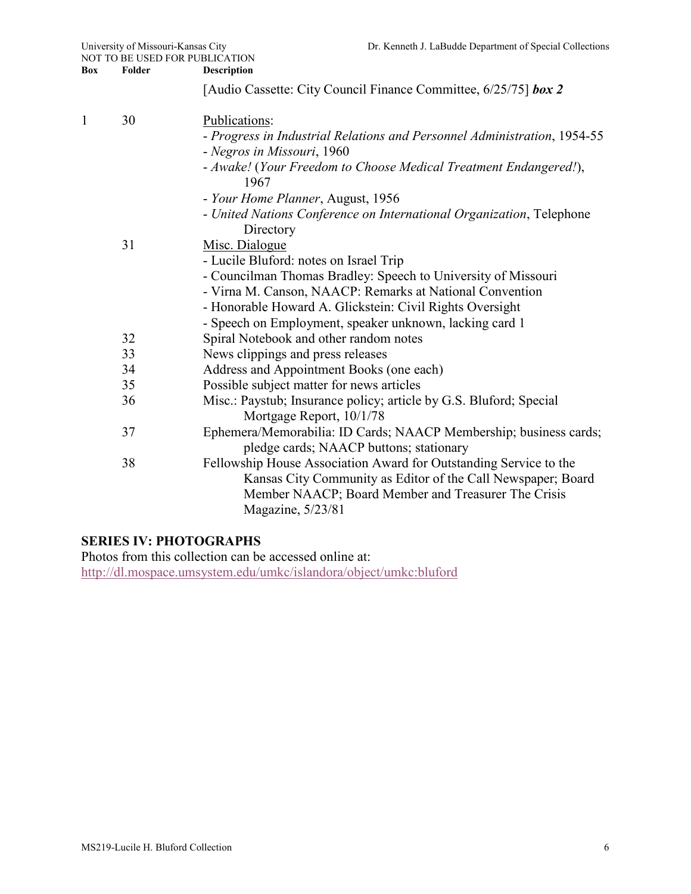| Box | Folder | Description |
|---|---|---|
| | | [Audio Cassette: City Council Finance Committee, 6/25/75] ***box 2*** |
| 1 | 30 | Publications:<br>- *Progress in Industrial Relations and Personnel Administration*, 1954-55<br>- *Negros in Missouri*, 1960<br>- *Awake!* (*Your Freedom to Choose Medical Treatment Endangered!*), 1967<br>- *Your Home Planner*, August, 1956<br>- *United Nations Conference on International Organization*, Telephone Directory |
| | 31 | Misc. Dialogue<br>- Lucile Bluford: notes on Israel Trip<br>- Councilman Thomas Bradley: Speech to University of Missouri<br>- Virna M. Canson, NAACP: Remarks at National Convention<br>- Honorable Howard A. Glickstein: Civil Rights Oversight<br>- Speech on Employment, speaker unknown, lacking card 1 |
| | 32 | Spiral Notebook and other random notes |
| | 33 | News clippings and press releases |
| | 34 | Address and Appointment Books (one each) |
| | 35 | Possible subject matter for news articles |
| | 36 | Misc.: Paystub; Insurance policy; article by G.S. Bluford; Special Mortgage Report, 10/1/78 |
| | 37 | Ephemera/Memorabilia: ID Cards; NAACP Membership; business cards; pledge cards; NAACP buttons; stationary |
| | 38 | Fellowship House Association Award for Outstanding Service to the Kansas City Community as Editor of the Call Newspaper; Board Member NAACP; Board Member and Treasurer The Crisis Magazine, 5/23/81 |

## SERIES IV: PHOTOGRAPHS

Photos from this collection can be accessed online at:
http://dl.mospace.umsystem.edu/umkc/islandora/object/umkc:bluford